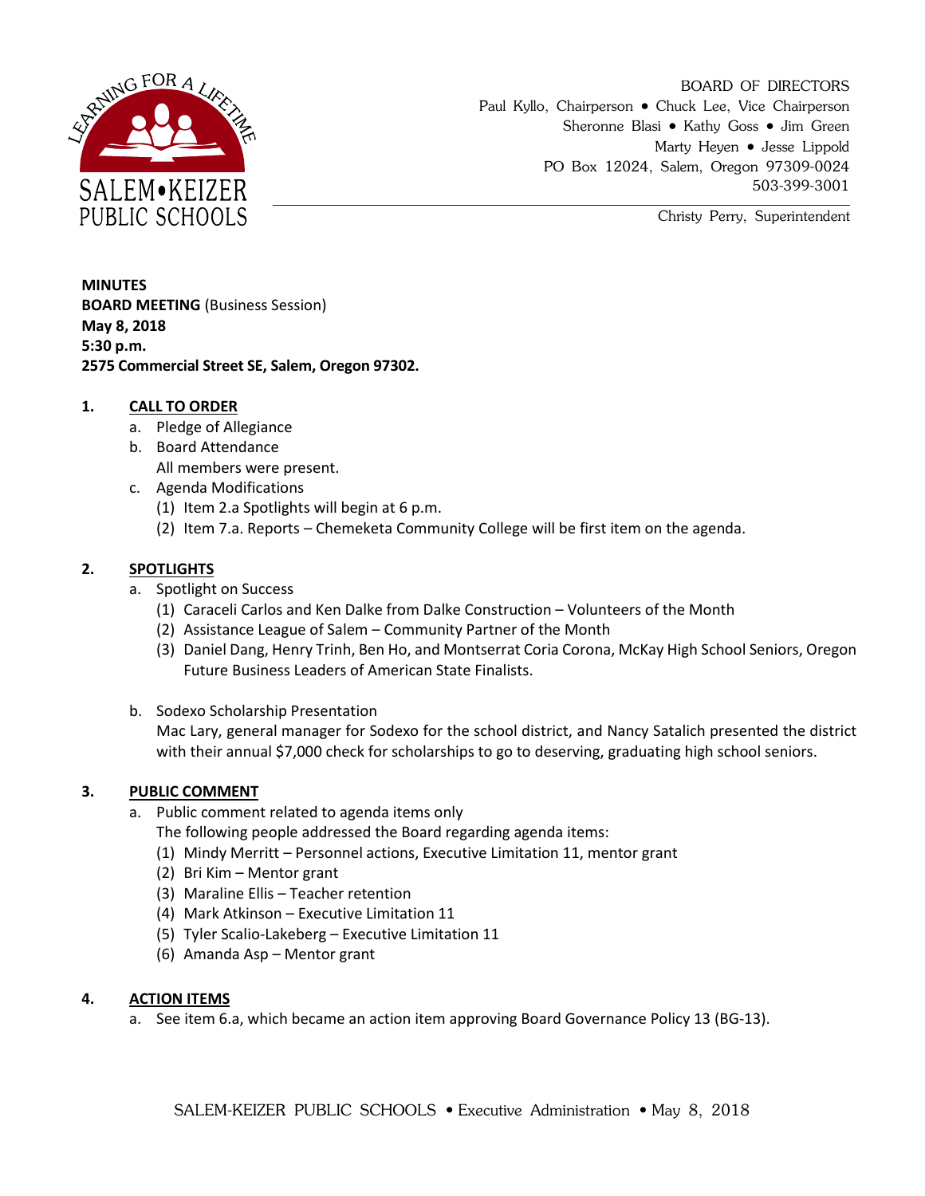SALEM•KEIZER PUBLIC SCHOOLS

LEARNING FOR A LIFETIME

BOARD OF DIRECTORS
Paul Kyllo, Chairperson • Chuck Lee, Vice Chairperson
Sheronne Blasi • Kathy Goss • Jim Green
Marty Heyen • Jesse Lippold
PO Box 12024, Salem, Oregon 97309-0024
503-399-3001

Christy Perry, Superintendent

**MINUTES**
**BOARD MEETING** (Business Session)
**May 8, 2018**
**5:30 p.m.**
**2575 Commercial Street SE, Salem, Oregon 97302.**

## 1. CALL TO ORDER

a. Pledge of Allegiance
b. Board Attendance
   All members were present.
c. Agenda Modifications
   (1) Item 2.a Spotlights will begin at 6 p.m.
   (2) Item 7.a. Reports – Chemeketa Community College will be first item on the agenda.

## 2. SPOTLIGHTS

a. Spotlight on Success
   (1) Caraceli Carlos and Ken Dalke from Dalke Construction – Volunteers of the Month
   (2) Assistance League of Salem – Community Partner of the Month
   (3) Daniel Dang, Henry Trinh, Ben Ho, and Montserrat Coria Corona, McKay High School Seniors, Oregon Future Business Leaders of American State Finalists.

b. Sodexo Scholarship Presentation
   Mac Lary, general manager for Sodexo for the school district, and Nancy Satalich presented the district with their annual $7,000 check for scholarships to go to deserving, graduating high school seniors.

## 3. PUBLIC COMMENT

a. Public comment related to agenda items only
   The following people addressed the Board regarding agenda items:
   (1) Mindy Merritt – Personnel actions, Executive Limitation 11, mentor grant
   (2) Bri Kim – Mentor grant
   (3) Maraline Ellis – Teacher retention
   (4) Mark Atkinson – Executive Limitation 11
   (5) Tyler Scalio-Lakeberg – Executive Limitation 11
   (6) Amanda Asp – Mentor grant

## 4. ACTION ITEMS

a. See item 6.a, which became an action item approving Board Governance Policy 13 (BG-13).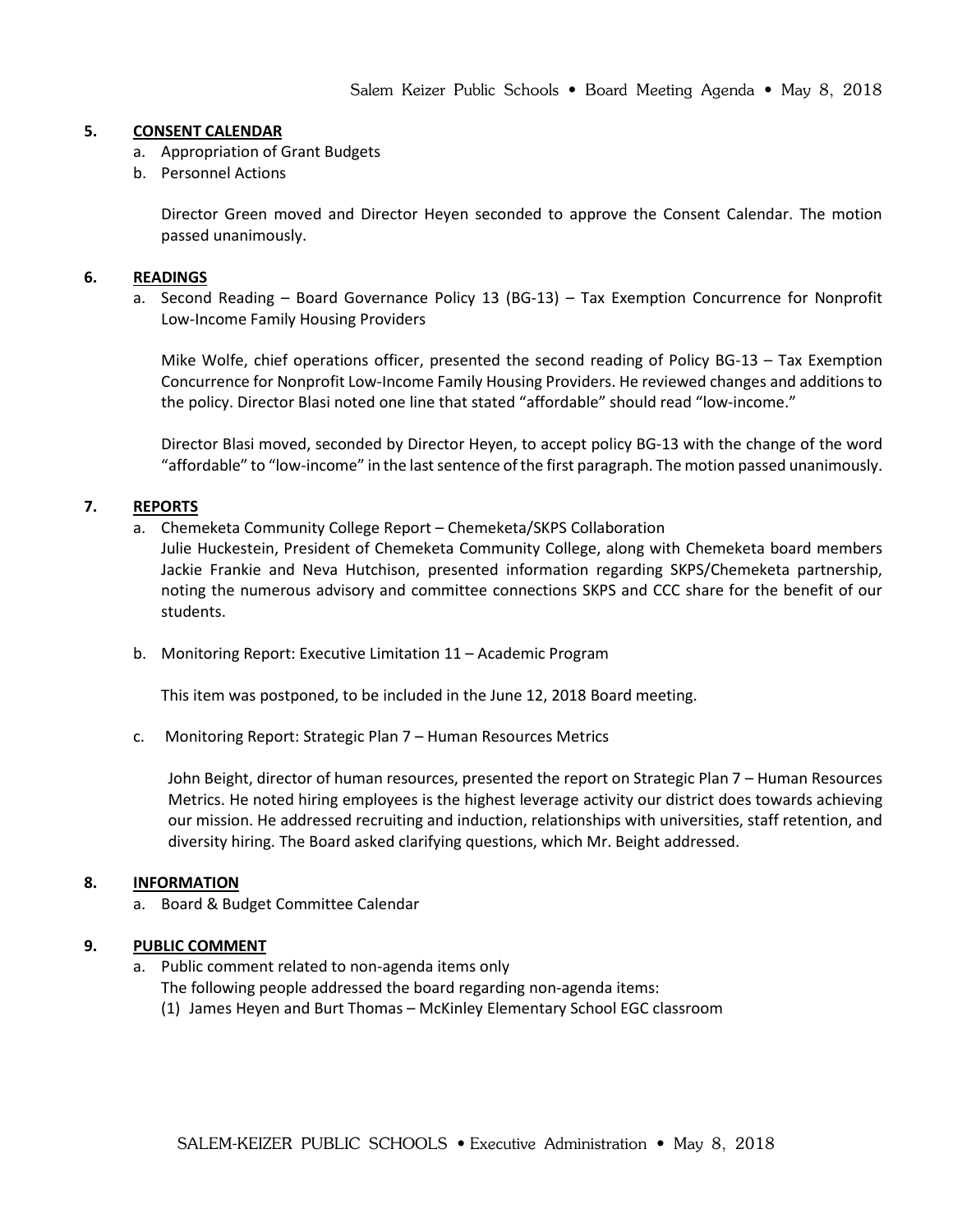## 5. CONSENT CALENDAR

a. Appropriation of Grant Budgets
b. Personnel Actions

Director Green moved and Director Heyen seconded to approve the Consent Calendar. The motion passed unanimously.

## 6. READINGS

a. Second Reading – Board Governance Policy 13 (BG-13) – Tax Exemption Concurrence for Nonprofit Low-Income Family Housing Providers

Mike Wolfe, chief operations officer, presented the second reading of Policy BG-13 – Tax Exemption Concurrence for Nonprofit Low-Income Family Housing Providers. He reviewed changes and additions to the policy. Director Blasi noted one line that stated "affordable" should read "low-income."

Director Blasi moved, seconded by Director Heyen, to accept policy BG-13 with the change of the word "affordable" to "low-income" in the last sentence of the first paragraph. The motion passed unanimously.

## 7. REPORTS

a. Chemeketa Community College Report – Chemeketa/SKPS Collaboration
Julie Huckestein, President of Chemeketa Community College, along with Chemeketa board members Jackie Frankie and Neva Hutchison, presented information regarding SKPS/Chemeketa partnership, noting the numerous advisory and committee connections SKPS and CCC share for the benefit of our students.

b. Monitoring Report: Executive Limitation 11 – Academic Program

This item was postponed, to be included in the June 12, 2018 Board meeting.

c. Monitoring Report: Strategic Plan 7 – Human Resources Metrics

John Beight, director of human resources, presented the report on Strategic Plan 7 – Human Resources Metrics. He noted hiring employees is the highest leverage activity our district does towards achieving our mission. He addressed recruiting and induction, relationships with universities, staff retention, and diversity hiring. The Board asked clarifying questions, which Mr. Beight addressed.

## 8. INFORMATION

a. Board & Budget Committee Calendar

## 9. PUBLIC COMMENT

a. Public comment related to non-agenda items only
The following people addressed the board regarding non-agenda items:
(1) James Heyen and Burt Thomas – McKinley Elementary School EGC classroom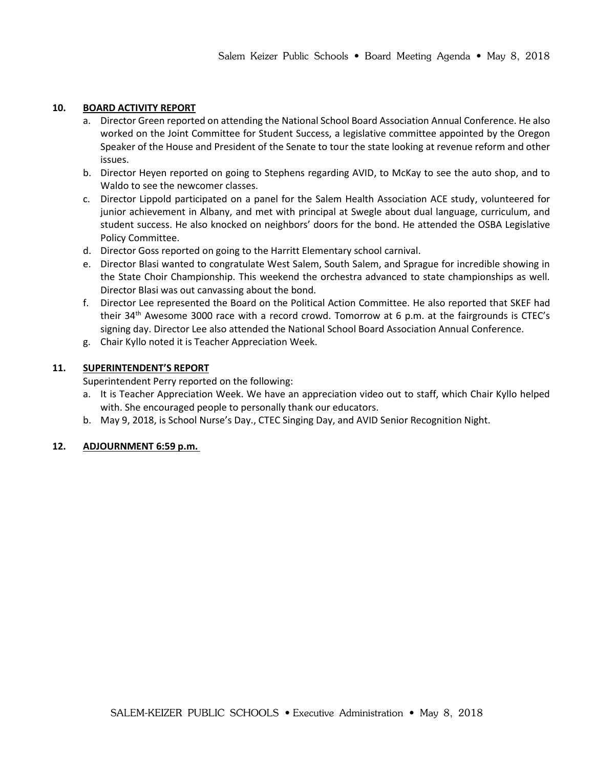## 10. BOARD ACTIVITY REPORT

a. Director Green reported on attending the National School Board Association Annual Conference. He also worked on the Joint Committee for Student Success, a legislative committee appointed by the Oregon Speaker of the House and President of the Senate to tour the state looking at revenue reform and other issues.
b. Director Heyen reported on going to Stephens regarding AVID, to McKay to see the auto shop, and to Waldo to see the newcomer classes.
c. Director Lippold participated on a panel for the Salem Health Association ACE study, volunteered for junior achievement in Albany, and met with principal at Swegle about dual language, curriculum, and student success. He also knocked on neighbors' doors for the bond. He attended the OSBA Legislative Policy Committee.
d. Director Goss reported on going to the Harritt Elementary school carnival.
e. Director Blasi wanted to congratulate West Salem, South Salem, and Sprague for incredible showing in the State Choir Championship. This weekend the orchestra advanced to state championships as well. Director Blasi was out canvassing about the bond.
f. Director Lee represented the Board on the Political Action Committee. He also reported that SKEF had their 34th Awesome 3000 race with a record crowd. Tomorrow at 6 p.m. at the fairgrounds is CTEC's signing day. Director Lee also attended the National School Board Association Annual Conference.
g. Chair Kyllo noted it is Teacher Appreciation Week.

## 11. SUPERINTENDENT'S REPORT

Superintendent Perry reported on the following:

a. It is Teacher Appreciation Week. We have an appreciation video out to staff, which Chair Kyllo helped with. She encouraged people to personally thank our educators.
b. May 9, 2018, is School Nurse's Day., CTEC Singing Day, and AVID Senior Recognition Night.

## 12. ADJOURNMENT 6:59 p.m.